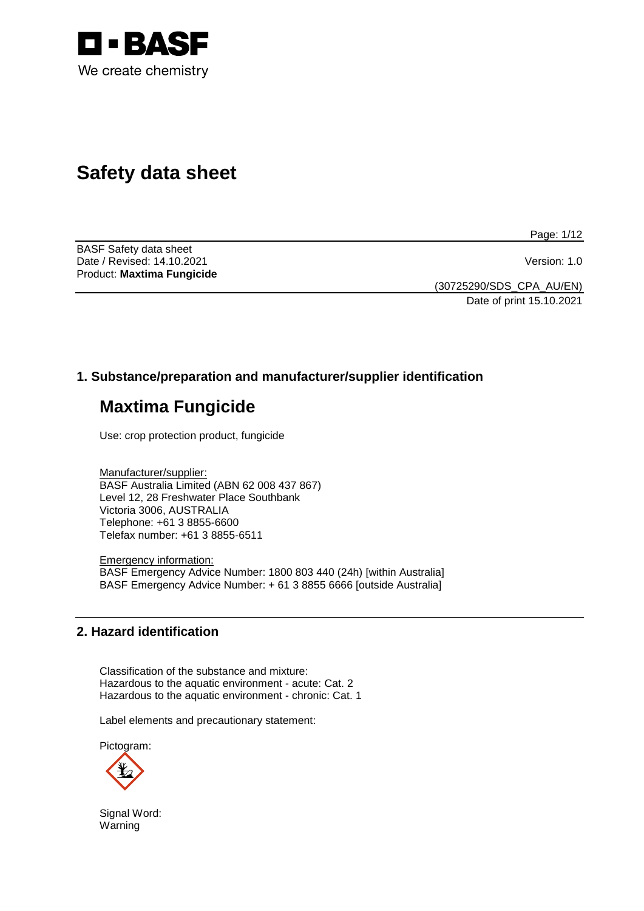# Safety data sheet

BASF Safety data sheet
Date / Revised: 14.10.2021
Product: **Maxtima Fungicide**

Version: 1.0

(30725290/SDS_CPA_AU/EN)
Date of print 15.10.2021

## 1. Substance/preparation and manufacturer/supplier identification

# Maxtima Fungicide

Use: crop protection product, fungicide

Manufacturer/supplier:
BASF Australia Limited (ABN 62 008 437 867)
Level 12, 28 Freshwater Place Southbank
Victoria 3006, AUSTRALIA
Telephone: +61 3 8855-6600
Telefax number: +61 3 8855-6511

Emergency information:
BASF Emergency Advice Number: 1800 803 440 (24h) [within Australia]
BASF Emergency Advice Number: + 61 3 8855 6666 [outside Australia]

## 2. Hazard identification

Classification of the substance and mixture:
Hazardous to the aquatic environment - acute: Cat. 2
Hazardous to the aquatic environment - chronic: Cat. 1

Label elements and precautionary statement:

Pictogram:

Signal Word:
Warning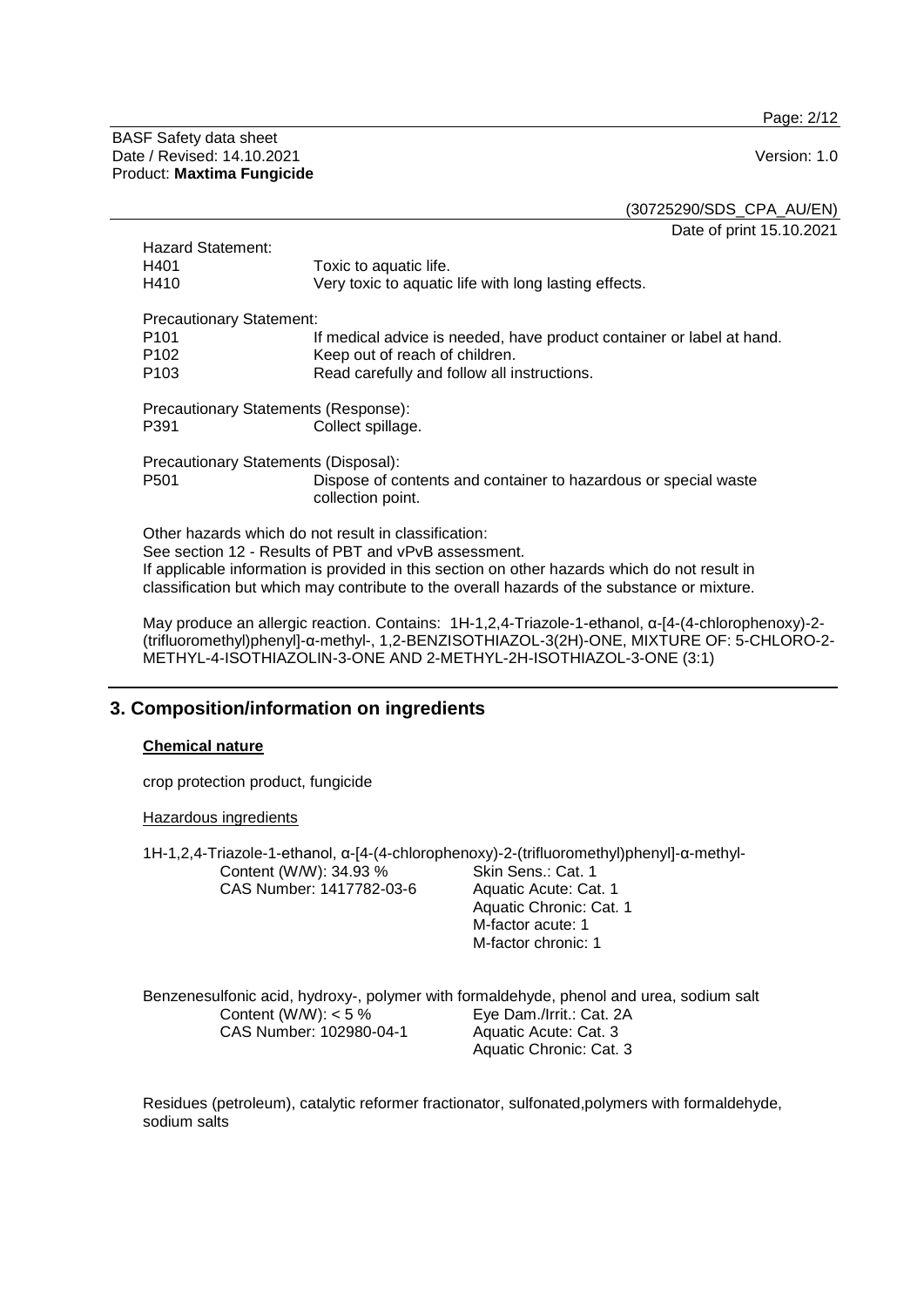Hazard Statement:

| | |
|---|---|
| H401 | Toxic to aquatic life. |
| H410 | Very toxic to aquatic life with long lasting effects. |

Precautionary Statement:

| | |
|---|---|
| P101 | If medical advice is needed, have product container or label at hand. |
| P102 | Keep out of reach of children. |
| P103 | Read carefully and follow all instructions. |

Precautionary Statements (Response):

| | |
|---|---|
| P391 | Collect spillage. |

Precautionary Statements (Disposal):

| | |
|---|---|
| P501 | Dispose of contents and container to hazardous or special waste collection point. |

Other hazards which do not result in classification:
See section 12 - Results of PBT and vPvB assessment.
If applicable information is provided in this section on other hazards which do not result in classification but which may contribute to the overall hazards of the substance or mixture.

May produce an allergic reaction. Contains: 1H-1,2,4-Triazole-1-ethanol, α-[4-(4-chlorophenoxy)-2-(trifluoromethyl)phenyl]-α-methyl-, 1,2-BENZISOTHIAZOL-3(2H)-ONE, MIXTURE OF: 5-CHLORO-2-METHYL-4-ISOTHIAZOLIN-3-ONE AND 2-METHYL-2H-ISOTHIAZOL-3-ONE (3:1)

## 3. Composition/information on ingredients

**Chemical nature**

crop protection product, fungicide

Hazardous ingredients

1H-1,2,4-Triazole-1-ethanol, α-[4-(4-chlorophenoxy)-2-(trifluoromethyl)phenyl]-α-methyl-

| | |
|---|---|
| Content (W/W): 34.93 % | Skin Sens.: Cat. 1 |
| CAS Number: 1417782-03-6 | Aquatic Acute: Cat. 1 |
| | Aquatic Chronic: Cat. 1 |
| | M-factor acute: 1 |
| | M-factor chronic: 1 |

Benzenesulfonic acid, hydroxy-, polymer with formaldehyde, phenol and urea, sodium salt

| | |
|---|---|
| Content (W/W): < 5 % | Eye Dam./Irrit.: Cat. 2A |
| CAS Number: 102980-04-1 | Aquatic Acute: Cat. 3 |
| | Aquatic Chronic: Cat. 3 |

Residues (petroleum), catalytic reformer fractionator, sulfonated,polymers with formaldehyde, sodium salts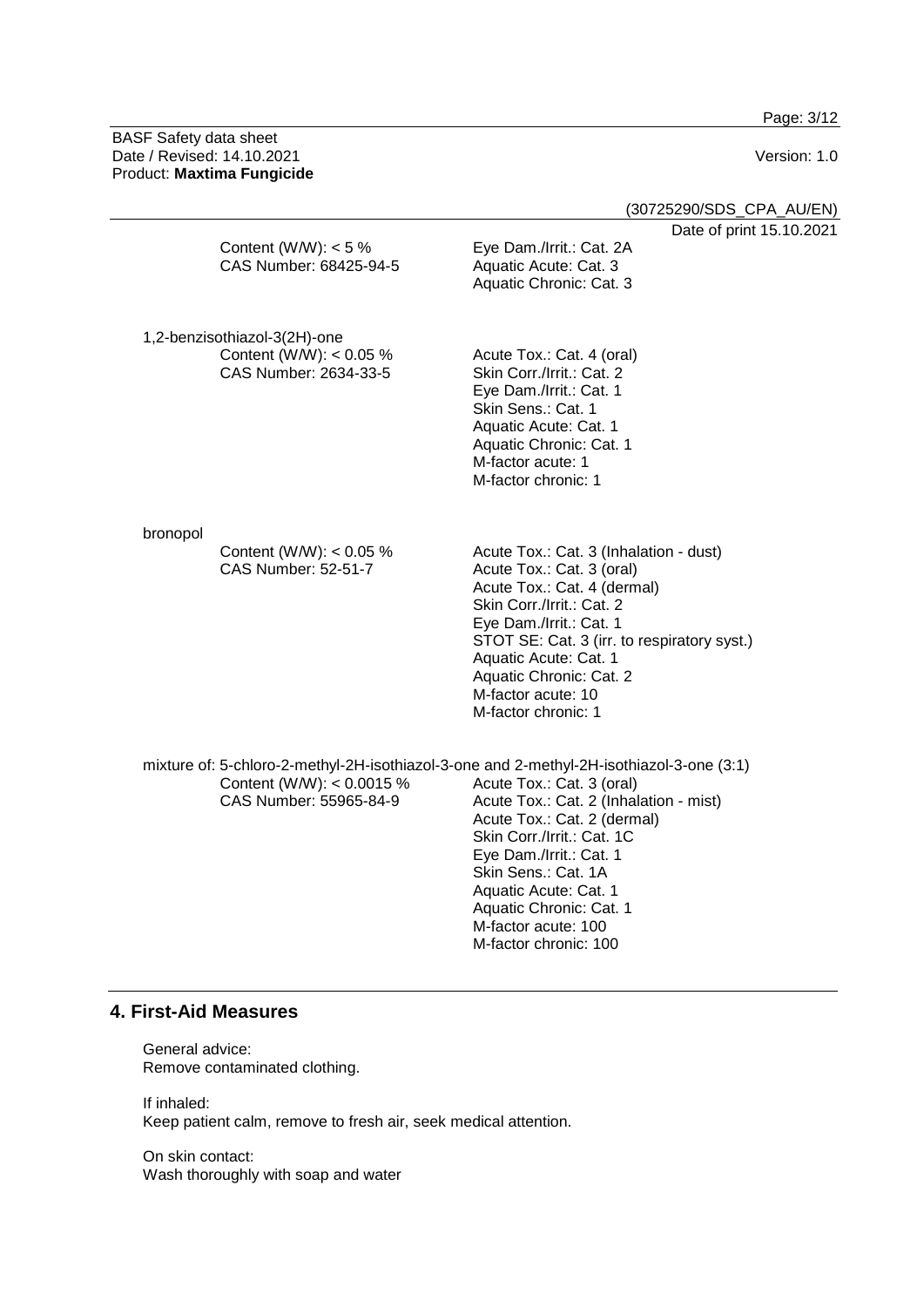Content (W/W): < 5 %
CAS Number: 68425-94-5

Eye Dam./Irrit.: Cat. 2A
Aquatic Acute: Cat. 3
Aquatic Chronic: Cat. 3

1,2-benzisothiazol-3(2H)-one
Content (W/W): < 0.05 %
CAS Number: 2634-33-5

Acute Tox.: Cat. 4 (oral)
Skin Corr./Irrit.: Cat. 2
Eye Dam./Irrit.: Cat. 1
Skin Sens.: Cat. 1
Aquatic Acute: Cat. 1
Aquatic Chronic: Cat. 1
M-factor acute: 1
M-factor chronic: 1

bronopol
Content (W/W): < 0.05 %
CAS Number: 52-51-7

Acute Tox.: Cat. 3 (Inhalation - dust)
Acute Tox.: Cat. 3 (oral)
Acute Tox.: Cat. 4 (dermal)
Skin Corr./Irrit.: Cat. 2
Eye Dam./Irrit.: Cat. 1
STOT SE: Cat. 3 (irr. to respiratory syst.)
Aquatic Acute: Cat. 1
Aquatic Chronic: Cat. 2
M-factor acute: 10
M-factor chronic: 1

mixture of: 5-chloro-2-methyl-2H-isothiazol-3-one and 2-methyl-2H-isothiazol-3-one (3:1)
Content (W/W): < 0.0015 %
CAS Number: 55965-84-9

Acute Tox.: Cat. 3 (oral)
Acute Tox.: Cat. 2 (Inhalation - mist)
Acute Tox.: Cat. 2 (dermal)
Skin Corr./Irrit.: Cat. 1C
Eye Dam./Irrit.: Cat. 1
Skin Sens.: Cat. 1A
Aquatic Acute: Cat. 1
Aquatic Chronic: Cat. 1
M-factor acute: 100
M-factor chronic: 100

## 4. First-Aid Measures

General advice:
Remove contaminated clothing.

If inhaled:
Keep patient calm, remove to fresh air, seek medical attention.

On skin contact:
Wash thoroughly with soap and water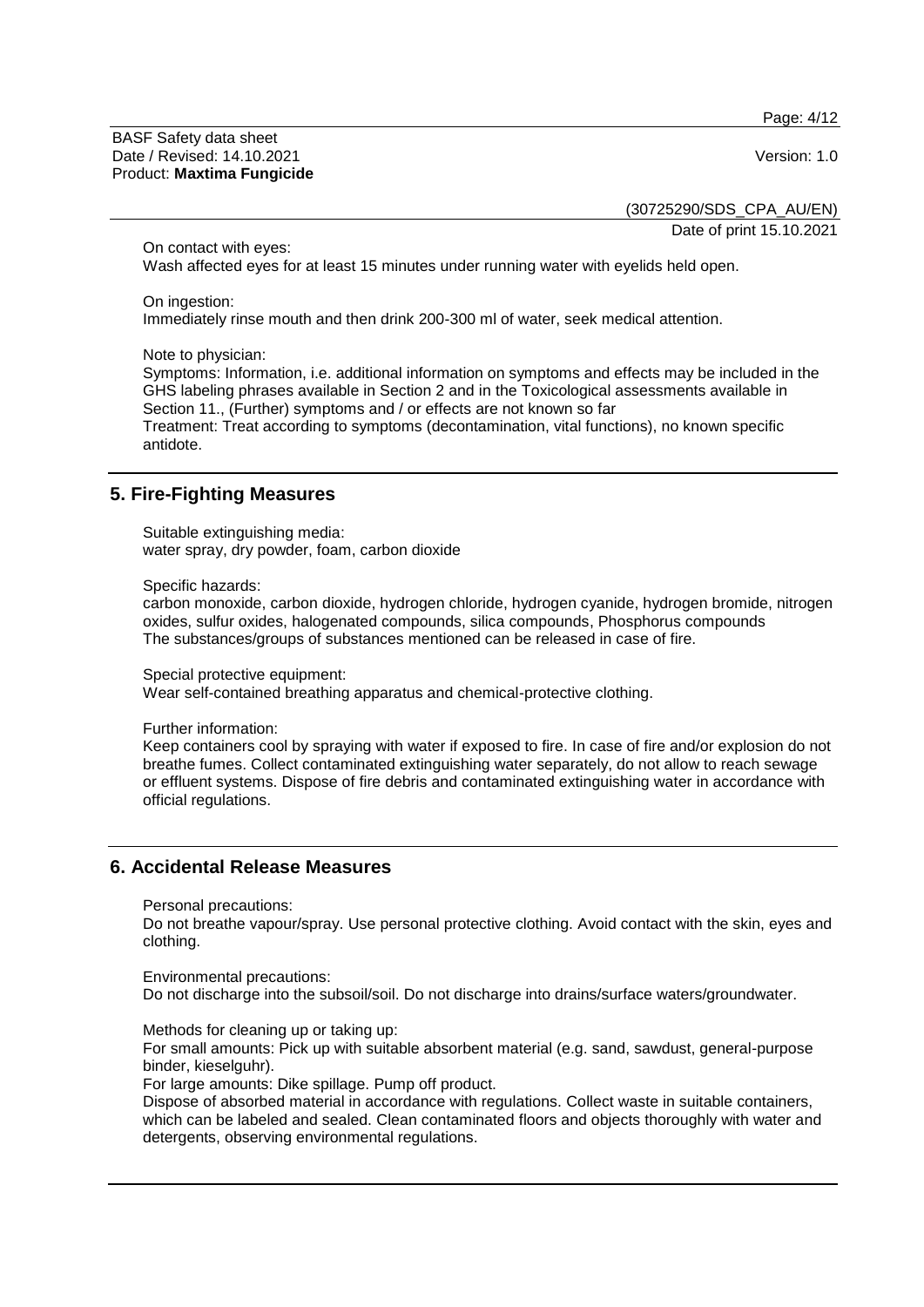On contact with eyes:
Wash affected eyes for at least 15 minutes under running water with eyelids held open.

On ingestion:
Immediately rinse mouth and then drink 200-300 ml of water, seek medical attention.

Note to physician:
Symptoms: Information, i.e. additional information on symptoms and effects may be included in the GHS labeling phrases available in Section 2 and in the Toxicological assessments available in Section 11., (Further) symptoms and / or effects are not known so far
Treatment: Treat according to symptoms (decontamination, vital functions), no known specific antidote.

## 5. Fire-Fighting Measures

Suitable extinguishing media:
water spray, dry powder, foam, carbon dioxide

Specific hazards:
carbon monoxide, carbon dioxide, hydrogen chloride, hydrogen cyanide, hydrogen bromide, nitrogen oxides, sulfur oxides, halogenated compounds, silica compounds, Phosphorus compounds
The substances/groups of substances mentioned can be released in case of fire.

Special protective equipment:
Wear self-contained breathing apparatus and chemical-protective clothing.

Further information:
Keep containers cool by spraying with water if exposed to fire. In case of fire and/or explosion do not breathe fumes. Collect contaminated extinguishing water separately, do not allow to reach sewage or effluent systems. Dispose of fire debris and contaminated extinguishing water in accordance with official regulations.

## 6. Accidental Release Measures

Personal precautions:
Do not breathe vapour/spray. Use personal protective clothing. Avoid contact with the skin, eyes and clothing.

Environmental precautions:
Do not discharge into the subsoil/soil. Do not discharge into drains/surface waters/groundwater.

Methods for cleaning up or taking up:
For small amounts: Pick up with suitable absorbent material (e.g. sand, sawdust, general-purpose binder, kieselguhr).
For large amounts: Dike spillage. Pump off product.
Dispose of absorbed material in accordance with regulations. Collect waste in suitable containers, which can be labeled and sealed. Clean contaminated floors and objects thoroughly with water and detergents, observing environmental regulations.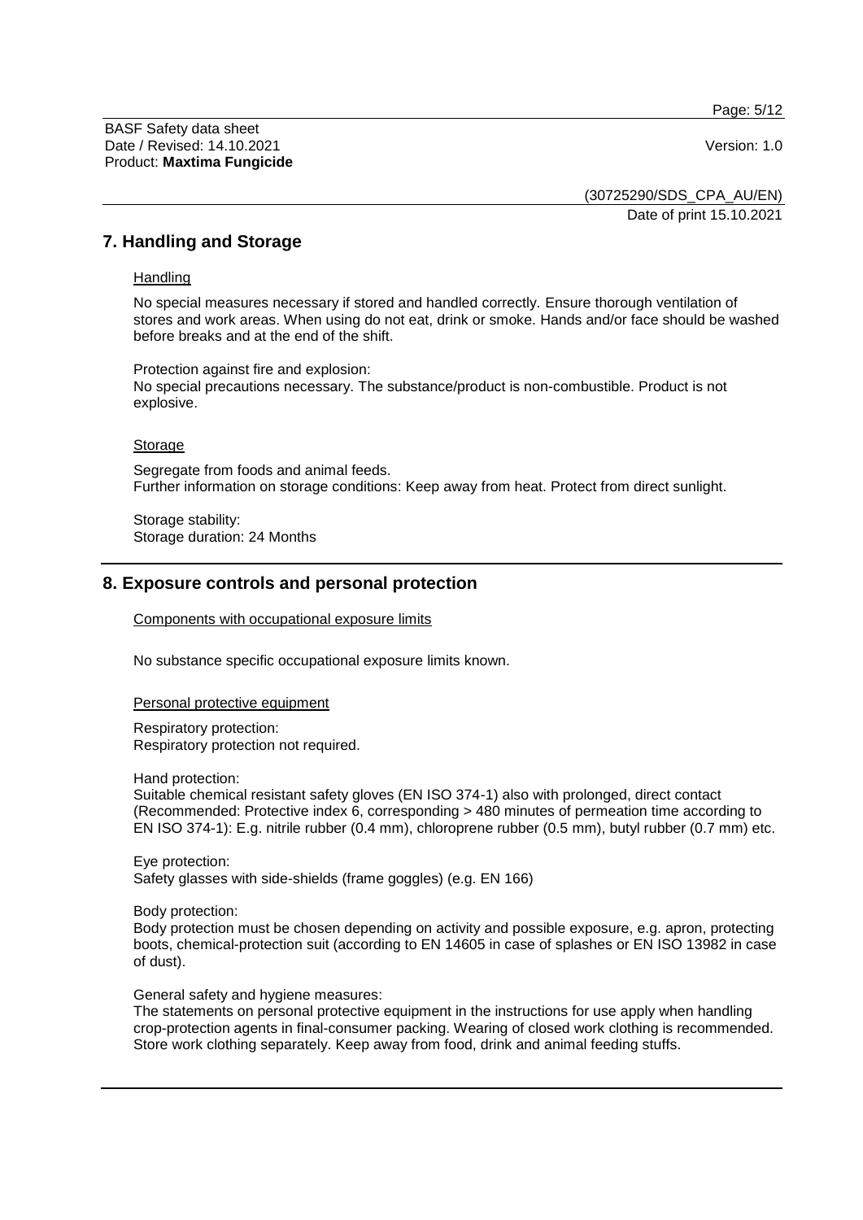## 7. Handling and Storage

### Handling

No special measures necessary if stored and handled correctly. Ensure thorough ventilation of stores and work areas. When using do not eat, drink or smoke. Hands and/or face should be washed before breaks and at the end of the shift.

Protection against fire and explosion:
No special precautions necessary. The substance/product is non-combustible. Product is not explosive.

### Storage

Segregate from foods and animal feeds.
Further information on storage conditions: Keep away from heat. Protect from direct sunlight.

Storage stability:
Storage duration: 24 Months

## 8. Exposure controls and personal protection

### Components with occupational exposure limits

No substance specific occupational exposure limits known.

### Personal protective equipment

Respiratory protection:
Respiratory protection not required.

Hand protection:
Suitable chemical resistant safety gloves (EN ISO 374-1) also with prolonged, direct contact (Recommended: Protective index 6, corresponding > 480 minutes of permeation time according to EN ISO 374-1): E.g. nitrile rubber (0.4 mm), chloroprene rubber (0.5 mm), butyl rubber (0.7 mm) etc.

Eye protection:
Safety glasses with side-shields (frame goggles) (e.g. EN 166)

Body protection:
Body protection must be chosen depending on activity and possible exposure, e.g. apron, protecting boots, chemical-protection suit (according to EN 14605 in case of splashes or EN ISO 13982 in case of dust).

General safety and hygiene measures:
The statements on personal protective equipment in the instructions for use apply when handling crop-protection agents in final-consumer packing. Wearing of closed work clothing is recommended. Store work clothing separately. Keep away from food, drink and animal feeding stuffs.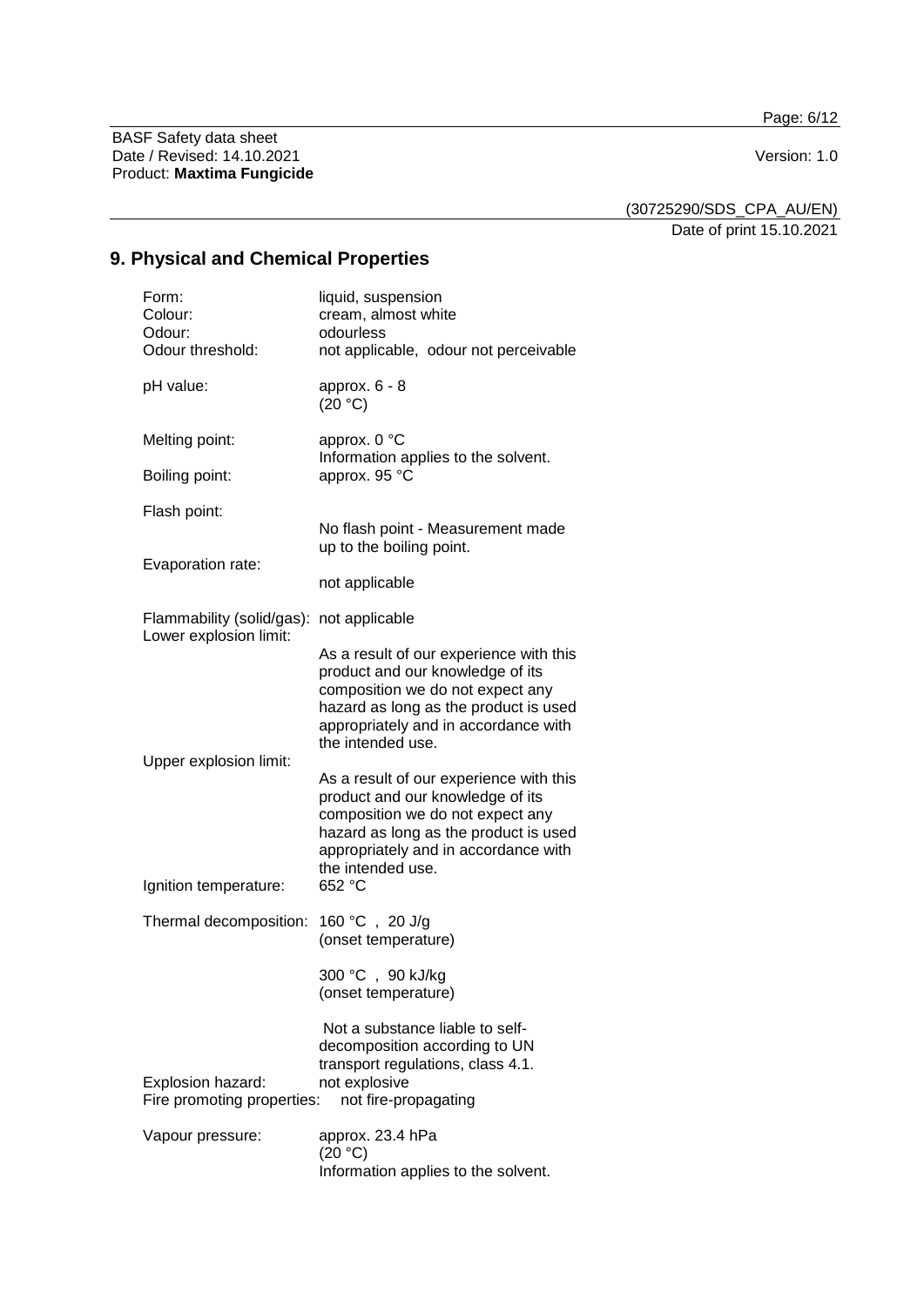# 9. Physical and Chemical Properties

| | |
|---|---|
| Form: | liquid, suspension |
| Colour: | cream, almost white |
| Odour: | odourless |
| Odour threshold: | not applicable, odour not perceivable |
| pH value: | approx. 6 - 8 (20 °C) |
| Melting point: | approx. 0 °C<br>Information applies to the solvent. |
| Boiling point: | approx. 95 °C |
| Flash point: | No flash point - Measurement made up to the boiling point. |
| Evaporation rate: | not applicable |
| Flammability (solid/gas): | not applicable |
| Lower explosion limit: | As a result of our experience with this product and our knowledge of its composition we do not expect any hazard as long as the product is used appropriately and in accordance with the intended use. |
| Upper explosion limit: | As a result of our experience with this product and our knowledge of its composition we do not expect any hazard as long as the product is used appropriately and in accordance with the intended use. |
| Ignition temperature: | 652 °C |
| Thermal decomposition: | 160 °C , 20 J/g (onset temperature)<br>300 °C , 90 kJ/kg (onset temperature)<br>Not a substance liable to self-decomposition according to UN transport regulations, class 4.1. |
| Explosion hazard: | not explosive |
| Fire promoting properties: | not fire-propagating |
| Vapour pressure: | approx. 23.4 hPa (20 °C)<br>Information applies to the solvent. |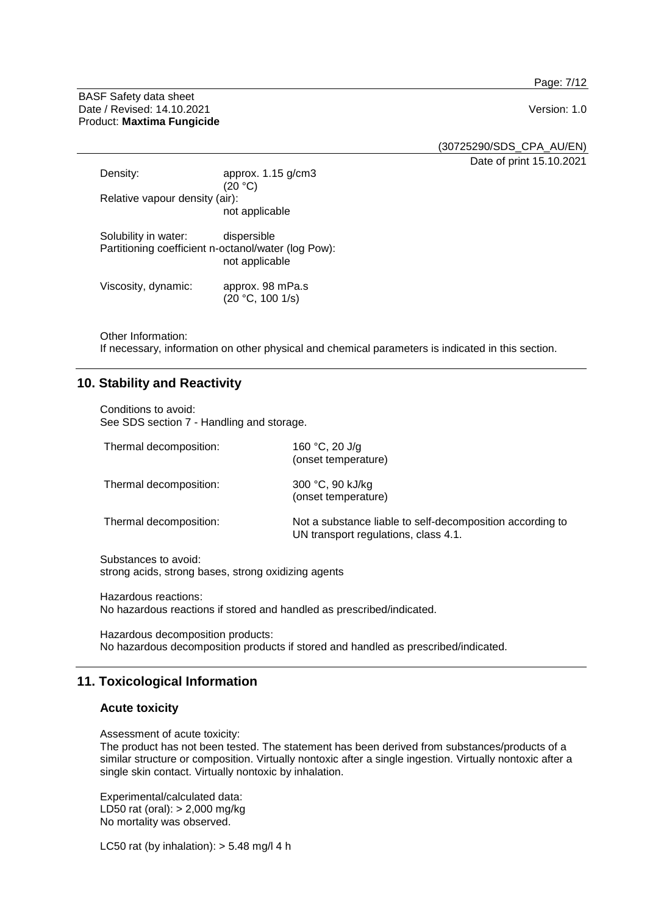Density: approx. 1.15 g/cm3 (20 °C)

Relative vapour density (air): not applicable

Solubility in water: dispersible

Partitioning coefficient n-octanol/water (log Pow): not applicable

Viscosity, dynamic: approx. 98 mPa.s (20 °C, 100 1/s)

Other Information:
If necessary, information on other physical and chemical parameters is indicated in this section.

## 10. Stability and Reactivity

Conditions to avoid:
See SDS section 7 - Handling and storage.

| | |
|---|---|
| Thermal decomposition: | 160 °C, 20 J/g (onset temperature) |
| Thermal decomposition: | 300 °C, 90 kJ/kg (onset temperature) |
| Thermal decomposition: | Not a substance liable to self-decomposition according to UN transport regulations, class 4.1. |

Substances to avoid:
strong acids, strong bases, strong oxidizing agents

Hazardous reactions:
No hazardous reactions if stored and handled as prescribed/indicated.

Hazardous decomposition products:
No hazardous decomposition products if stored and handled as prescribed/indicated.

## 11. Toxicological Information

### Acute toxicity

Assessment of acute toxicity:
The product has not been tested. The statement has been derived from substances/products of a similar structure or composition. Virtually nontoxic after a single ingestion. Virtually nontoxic after a single skin contact. Virtually nontoxic by inhalation.

Experimental/calculated data:
LD50 rat (oral): > 2,000 mg/kg
No mortality was observed.

LC50 rat (by inhalation): > 5.48 mg/l 4 h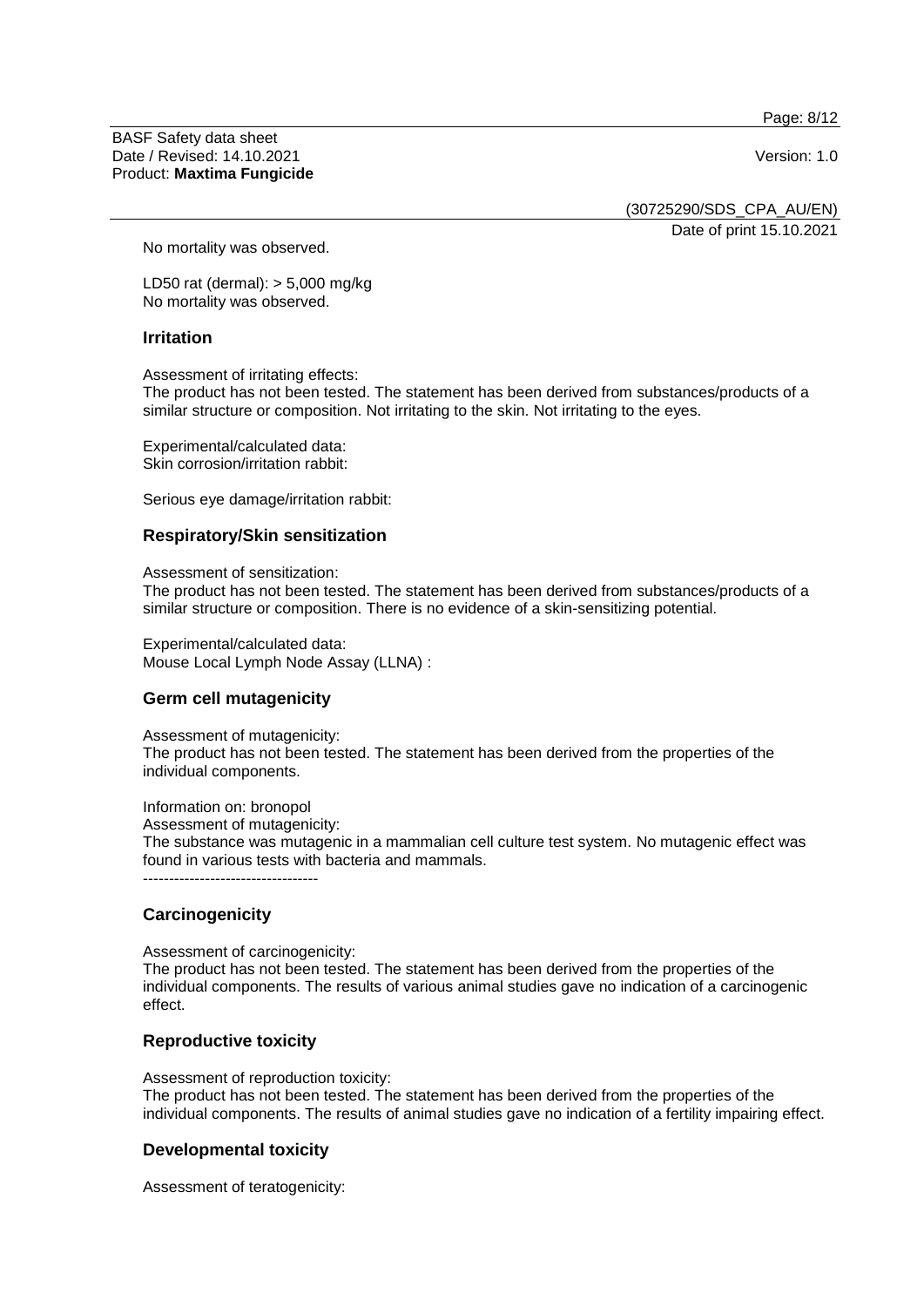No mortality was observed.

LD50 rat (dermal): > 5,000 mg/kg
No mortality was observed.

## Irritation

Assessment of irritating effects:
The product has not been tested. The statement has been derived from substances/products of a similar structure or composition. Not irritating to the skin. Not irritating to the eyes.

Experimental/calculated data:
Skin corrosion/irritation rabbit:

Serious eye damage/irritation rabbit:

## Respiratory/Skin sensitization

Assessment of sensitization:
The product has not been tested. The statement has been derived from substances/products of a similar structure or composition. There is no evidence of a skin-sensitizing potential.

Experimental/calculated data:
Mouse Local Lymph Node Assay (LLNA) :

## Germ cell mutagenicity

Assessment of mutagenicity:
The product has not been tested. The statement has been derived from the properties of the individual components.

Information on: bronopol
Assessment of mutagenicity:
The substance was mutagenic in a mammalian cell culture test system. No mutagenic effect was found in various tests with bacteria and mammals.
----------------------------------

## Carcinogenicity

Assessment of carcinogenicity:
The product has not been tested. The statement has been derived from the properties of the individual components. The results of various animal studies gave no indication of a carcinogenic effect.

## Reproductive toxicity

Assessment of reproduction toxicity:
The product has not been tested. The statement has been derived from the properties of the individual components. The results of animal studies gave no indication of a fertility impairing effect.

## Developmental toxicity

Assessment of teratogenicity: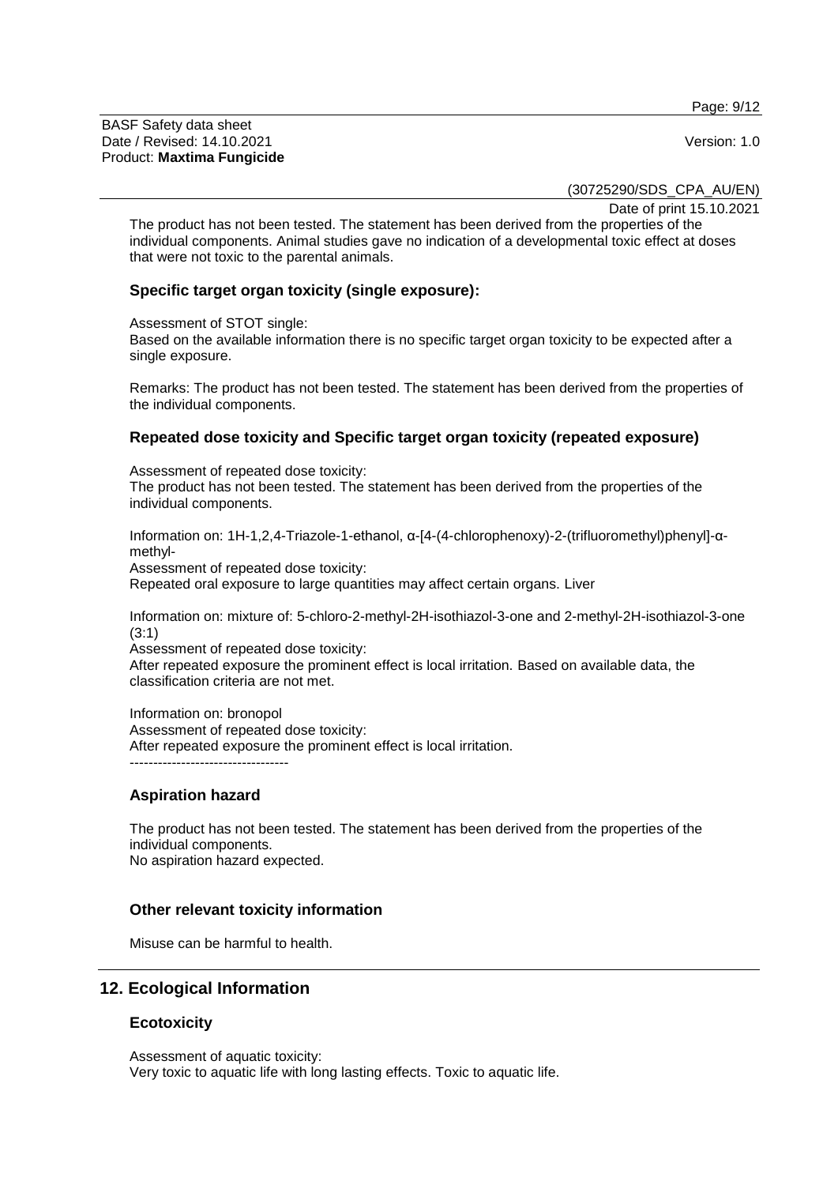The product has not been tested. The statement has been derived from the properties of the individual components. Animal studies gave no indication of a developmental toxic effect at doses that were not toxic to the parental animals.

### Specific target organ toxicity (single exposure):

Assessment of STOT single:
Based on the available information there is no specific target organ toxicity to be expected after a single exposure.

Remarks: The product has not been tested. The statement has been derived from the properties of the individual components.

### Repeated dose toxicity and Specific target organ toxicity (repeated exposure)

Assessment of repeated dose toxicity:
The product has not been tested. The statement has been derived from the properties of the individual components.

Information on: 1H-1,2,4-Triazole-1-ethanol, α-[4-(4-chlorophenoxy)-2-(trifluoromethyl)phenyl]-α-methyl-
Assessment of repeated dose toxicity:
Repeated oral exposure to large quantities may affect certain organs. Liver

Information on: mixture of: 5-chloro-2-methyl-2H-isothiazol-3-one and 2-methyl-2H-isothiazol-3-one (3:1)
Assessment of repeated dose toxicity:
After repeated exposure the prominent effect is local irritation. Based on available data, the classification criteria are not met.

Information on: bronopol
Assessment of repeated dose toxicity:
After repeated exposure the prominent effect is local irritation.
----------------------------------

### Aspiration hazard

The product has not been tested. The statement has been derived from the properties of the individual components.
No aspiration hazard expected.

### Other relevant toxicity information

Misuse can be harmful to health.

## 12. Ecological Information

### Ecotoxicity

Assessment of aquatic toxicity:
Very toxic to aquatic life with long lasting effects. Toxic to aquatic life.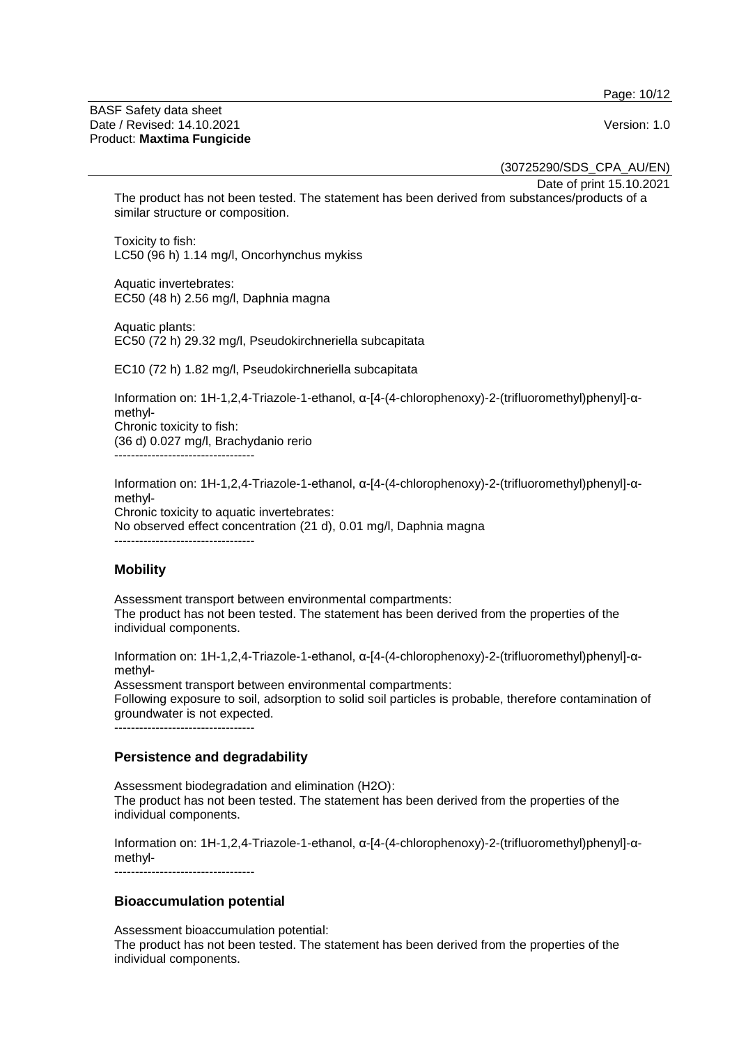The product has not been tested. The statement has been derived from substances/products of a similar structure or composition.

Toxicity to fish:
LC50 (96 h) 1.14 mg/l, Oncorhynchus mykiss

Aquatic invertebrates:
EC50 (48 h) 2.56 mg/l, Daphnia magna

Aquatic plants:
EC50 (72 h) 29.32 mg/l, Pseudokirchneriella subcapitata

EC10 (72 h) 1.82 mg/l, Pseudokirchneriella subcapitata

Information on: 1H-1,2,4-Triazole-1-ethanol, α-[4-(4-chlorophenoxy)-2-(trifluoromethyl)phenyl]-α-methyl-
Chronic toxicity to fish:
(36 d) 0.027 mg/l, Brachydanio rerio

----------------------------------

Information on: 1H-1,2,4-Triazole-1-ethanol, α-[4-(4-chlorophenoxy)-2-(trifluoromethyl)phenyl]-α-methyl-
Chronic toxicity to aquatic invertebrates:
No observed effect concentration (21 d), 0.01 mg/l, Daphnia magna

----------------------------------

## Mobility

Assessment transport between environmental compartments:
The product has not been tested. The statement has been derived from the properties of the individual components.

Information on: 1H-1,2,4-Triazole-1-ethanol, α-[4-(4-chlorophenoxy)-2-(trifluoromethyl)phenyl]-α-methyl-
Assessment transport between environmental compartments:
Following exposure to soil, adsorption to solid soil particles is probable, therefore contamination of groundwater is not expected.

----------------------------------

## Persistence and degradability

Assessment biodegradation and elimination (H2O):
The product has not been tested. The statement has been derived from the properties of the individual components.

Information on: 1H-1,2,4-Triazole-1-ethanol, α-[4-(4-chlorophenoxy)-2-(trifluoromethyl)phenyl]-α-methyl-

----------------------------------

## Bioaccumulation potential

Assessment bioaccumulation potential:
The product has not been tested. The statement has been derived from the properties of the individual components.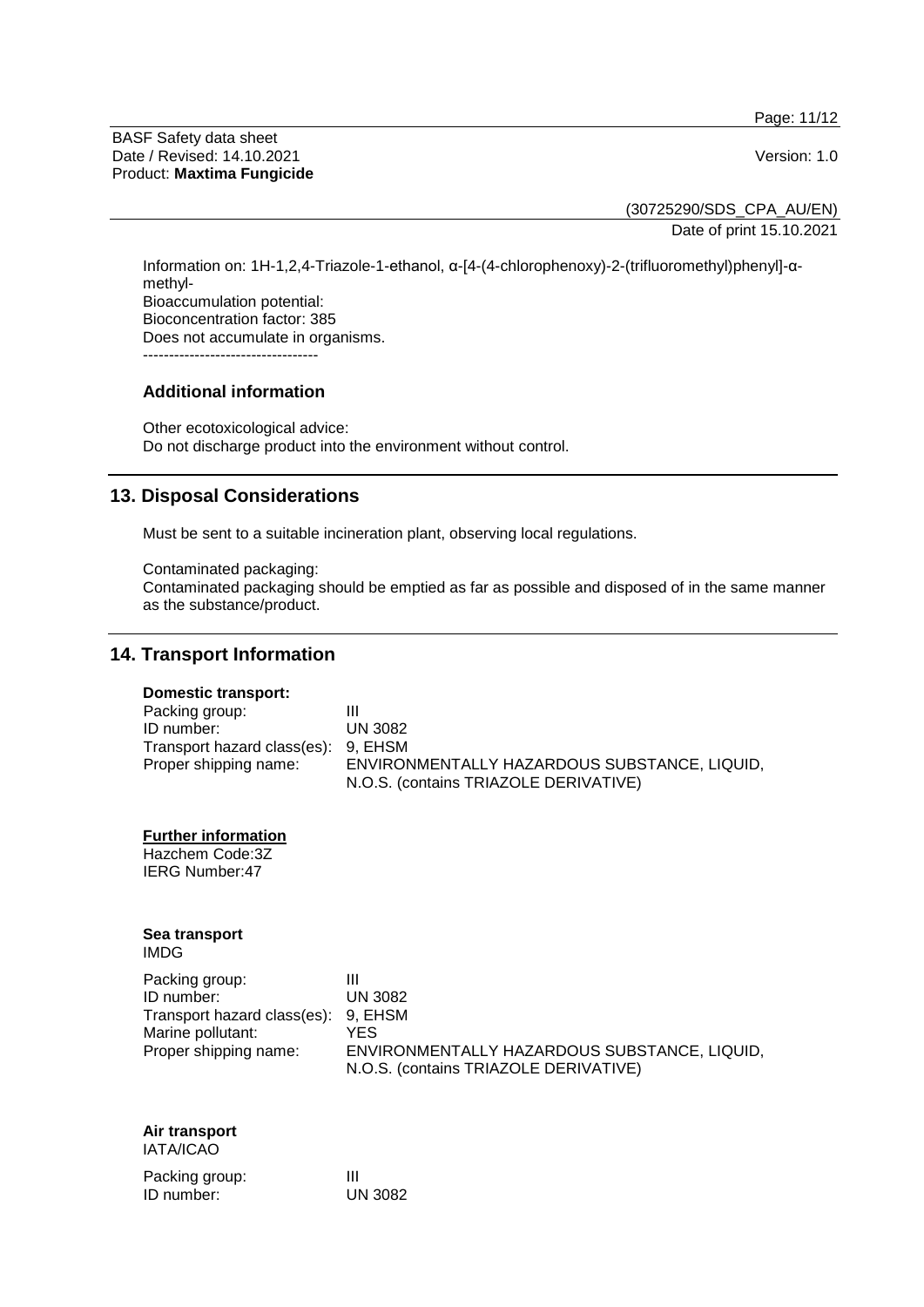Information on: 1H-1,2,4-Triazole-1-ethanol, α-[4-(4-chlorophenoxy)-2-(trifluoromethyl)phenyl]-α-methyl-
Bioaccumulation potential:
Bioconcentration factor: 385
Does not accumulate in organisms.
----------------------------------

### Additional information

Other ecotoxicological advice:
Do not discharge product into the environment without control.

## 13. Disposal Considerations

Must be sent to a suitable incineration plant, observing local regulations.

Contaminated packaging:
Contaminated packaging should be emptied as far as possible and disposed of in the same manner as the substance/product.

## 14. Transport Information

**Domestic transport:**

| | |
|---|---|
| Packing group: | III |
| ID number: | UN 3082 |
| Transport hazard class(es): | 9, EHSM |
| Proper shipping name: | ENVIRONMENTALLY HAZARDOUS SUBSTANCE, LIQUID, N.O.S. (contains TRIAZOLE DERIVATIVE) |

**Further information**
Hazchem Code:3Z
IERG Number:47

**Sea transport**
IMDG

| | |
|---|---|
| Packing group: | III |
| ID number: | UN 3082 |
| Transport hazard class(es): | 9, EHSM |
| Marine pollutant: | YES |
| Proper shipping name: | ENVIRONMENTALLY HAZARDOUS SUBSTANCE, LIQUID, N.O.S. (contains TRIAZOLE DERIVATIVE) |

**Air transport**
IATA/ICAO

| | |
|---|---|
| Packing group: | III |
| ID number: | UN 3082 |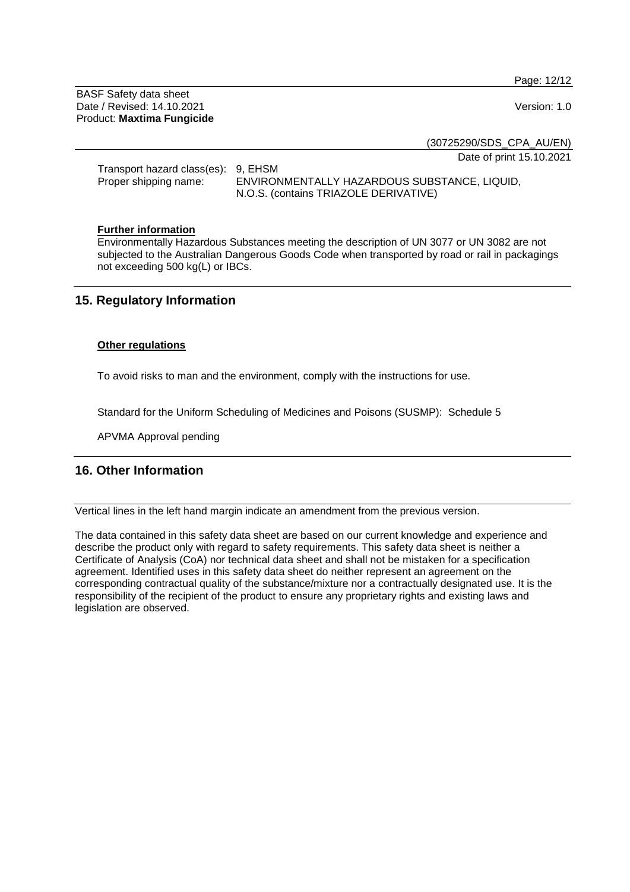Transport hazard class(es): 9, EHSM
Proper shipping name: ENVIRONMENTALLY HAZARDOUS SUBSTANCE, LIQUID, N.O.S. (contains TRIAZOLE DERIVATIVE)

**Further information**

Environmentally Hazardous Substances meeting the description of UN 3077 or UN 3082 are not subjected to the Australian Dangerous Goods Code when transported by road or rail in packagings not exceeding 500 kg(L) or IBCs.

## 15. Regulatory Information

**Other regulations**

To avoid risks to man and the environment, comply with the instructions for use.

Standard for the Uniform Scheduling of Medicines and Poisons (SUSMP): Schedule 5

APVMA Approval pending

## 16. Other Information

Vertical lines in the left hand margin indicate an amendment from the previous version.

The data contained in this safety data sheet are based on our current knowledge and experience and describe the product only with regard to safety requirements. This safety data sheet is neither a Certificate of Analysis (CoA) nor technical data sheet and shall not be mistaken for a specification agreement. Identified uses in this safety data sheet do neither represent an agreement on the corresponding contractual quality of the substance/mixture nor a contractually designated use. It is the responsibility of the recipient of the product to ensure any proprietary rights and existing laws and legislation are observed.